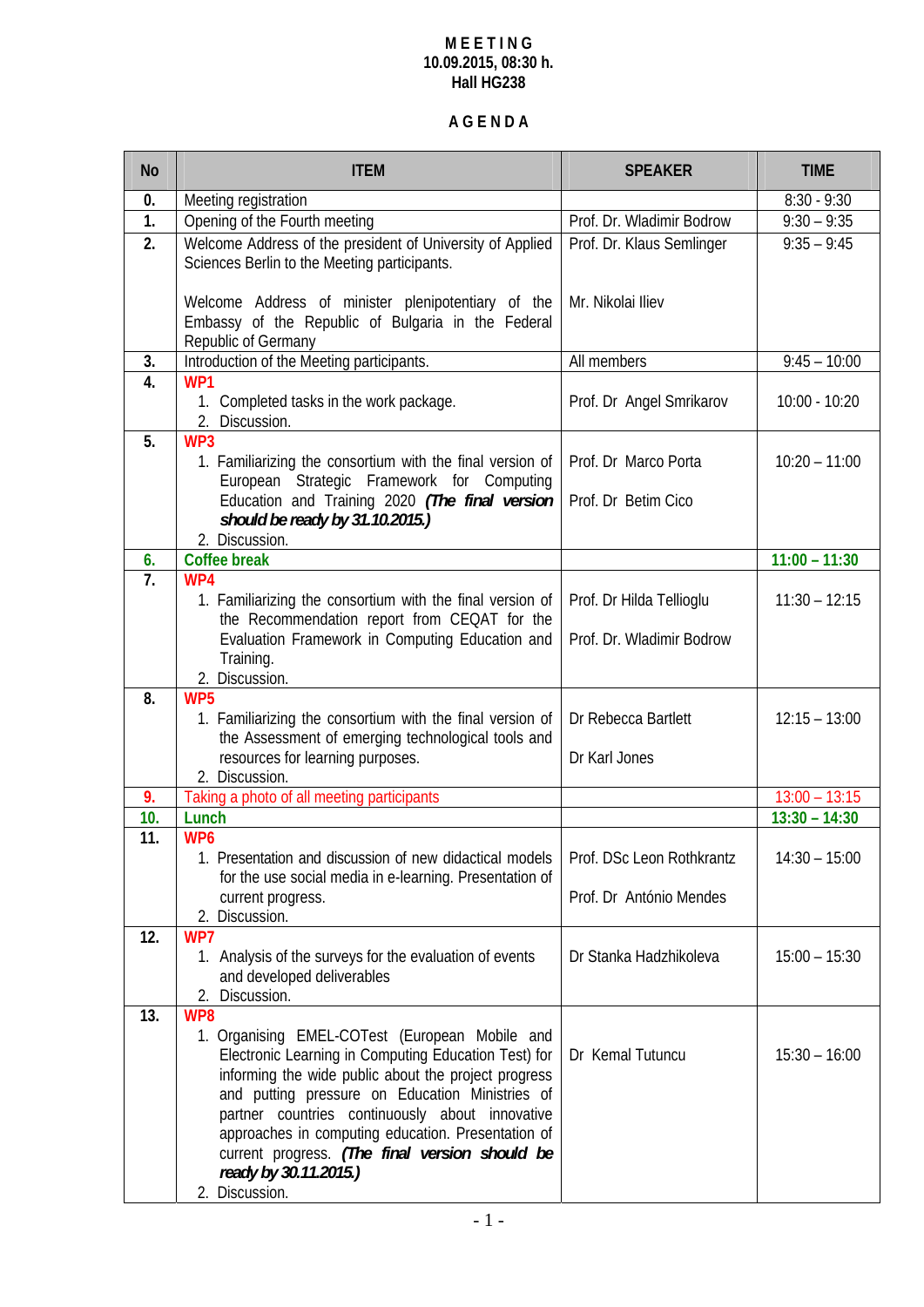**M E E T I N G**
**10.09.2015, 08:30 h.**
**Hall HG238**

**A G E N D A**

| No | ITEM | SPEAKER | TIME |
|---|---|---|---|
| **0.** | Meeting registration | | 8:30 - 9:30 |
| **1.** | Opening of the Fourth meeting | Prof. Dr. Wladimir Bodrow | 9:30 – 9:35 |
| **2.** | Welcome Address of the president of University of Applied Sciences Berlin to the Meeting participants.<br><br>Welcome Address of minister plenipotentiary of the Embassy of the Republic of Bulgaria in the Federal Republic of Germany | Prof. Dr. Klaus Semlinger<br><br>Mr. Nikolai Iliev | 9:35 – 9:45 |
| **3.** | Introduction of the Meeting participants. | All members | 9:45 – 10:00 |
| **4.** | **WP1**<br>1. Completed tasks in the work package.<br>2. Discussion. | Prof. Dr Angel Smrikarov | 10:00 - 10:20 |
| **5.** | **WP3**<br>1. Familiarizing the consortium with the final version of European Strategic Framework for Computing Education and Training 2020 ***(The final version should be ready by 31.10.2015.)***<br>2. Discussion. | Prof. Dr Marco Porta<br><br>Prof. Dr Betim Cico | 10:20 – 11:00 |
| **6.** | **Coffee break** | | **11:00 – 11:30** |
| **7.** | **WP4**<br>1. Familiarizing the consortium with the final version of the Recommendation report from CEQAT for the Evaluation Framework in Computing Education and Training.<br>2. Discussion. | Prof. Dr Hilda Tellioglu<br><br>Prof. Dr. Wladimir Bodrow | 11:30 – 12:15 |
| **8.** | **WP5**<br>1. Familiarizing the consortium with the final version of the Assessment of emerging technological tools and resources for learning purposes.<br>2. Discussion. | Dr Rebecca Bartlett<br><br>Dr Karl Jones | 12:15 – 13:00 |
| **9.** | Taking a photo of all meeting participants | | 13:00 – 13:15 |
| **10.** | **Lunch** | | **13:30 – 14:30** |
| **11.** | **WP6**<br>1. Presentation and discussion of new didactical models for the use social media in e-learning. Presentation of current progress.<br>2. Discussion. | Prof. DSc Leon Rothkrantz<br><br>Prof. Dr António Mendes | 14:30 – 15:00 |
| **12.** | **WP7**<br>1. Analysis of the surveys for the evaluation of events and developed deliverables<br>2. Discussion. | Dr Stanka Hadzhikoleva | 15:00 – 15:30 |
| **13.** | **WP8**<br>1. Organising EMEL-COTest (European Mobile and Electronic Learning in Computing Education Test) for informing the wide public about the project progress and putting pressure on Education Ministries of partner countries continuously about innovative approaches in computing education. Presentation of current progress. ***(The final version should be ready by 30.11.2015.)***<br>2. Discussion. | Dr Kemal Tutuncu | 15:30 – 16:00 |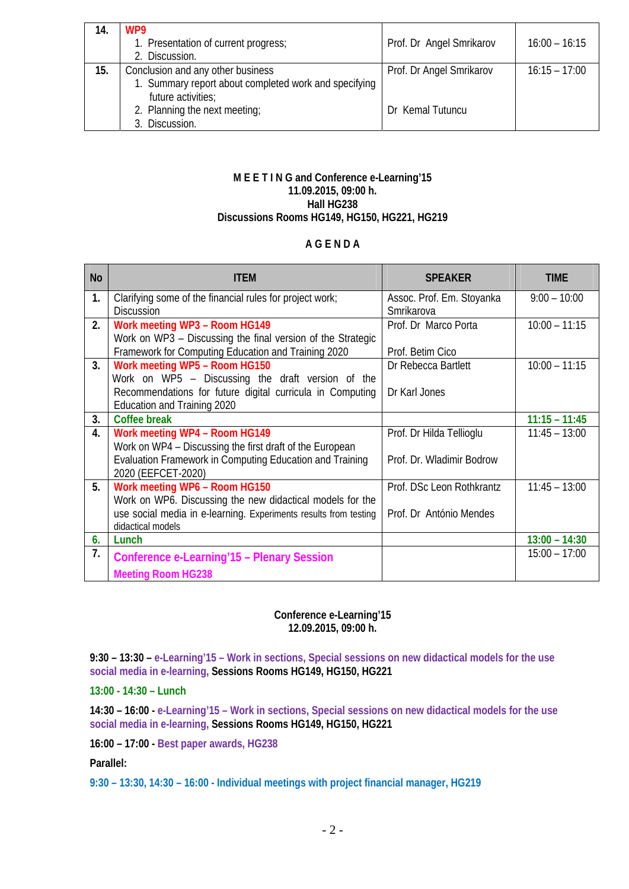| | | | |
|---|---|---|---|
| **14.** | **WP9**<br>1. Presentation of current progress;<br>2. Discussion. | Prof. Dr Angel Smrikarov | 16:00 – 16:15 |
| **15.** | Conclusion and any other business<br>1. Summary report about completed work and specifying future activities;<br>2. Planning the next meeting;<br>3. Discussion. | Prof. Dr Angel Smrikarov<br><br>Dr Kemal Tutuncu | 16:15 – 17:00 |

**M E E T I N G and Conference e-Learning'15**
**11.09.2015, 09:00 h.**
**Hall HG238**
**Discussions Rooms HG149, HG150, HG221, HG219**

**A G E N D A**

| No | ITEM | SPEAKER | TIME |
|---|---|---|---|
| **1.** | Clarifying some of the financial rules for project work; Discussion | Assoc. Prof. Em. Stoyanka Smrikarova | 9:00 – 10:00 |
| **2.** | **Work meeting WP3 – Room HG149**<br>Work on WP3 – Discussing the final version of the Strategic Framework for Computing Education and Training 2020 | Prof. Dr Marco Porta<br><br>Prof. Betim Cico | 10:00 – 11:15 |
| **3.** | **Work meeting WP5 – Room HG150**<br>Work on WP5 – Discussing the draft version of the Recommendations for future digital curricula in Computing Education and Training 2020 | Dr Rebecca Bartlett<br><br>Dr Karl Jones | 10:00 – 11:15 |
| **3.** | **Coffee break** | | **11:15 – 11:45** |
| **4.** | **Work meeting WP4 – Room HG149**<br>Work on WP4 – Discussing the first draft of the European Evaluation Framework in Computing Education and Training 2020 (EEFCET-2020) | Prof. Dr Hilda Tellioglu<br><br>Prof. Dr. Wladimir Bodrow | 11:45 – 13:00 |
| **5.** | **Work meeting WP6 – Room HG150**<br>Work on WP6. Discussing the new didactical models for the use social media in e-learning. Experiments results from testing didactical models | Prof. DSc Leon Rothkrantz<br><br>Prof. Dr António Mendes | 11:45 – 13:00 |
| **6.** | **Lunch** | | **13:00 – 14:30** |
| **7.** | **Conference e-Learning'15 – Plenary Session**<br>**Meeting Room HG238** | | 15:00 – 17:00 |

**Conference e-Learning'15**
**12.09.2015, 09:00 h.**

**9:30 – 13:30 – e-Learning'15 – Work in sections, Special sessions on new didactical models for the use social media in e-learning, Sessions Rooms HG149, HG150, HG221**

**13:00 - 14:30 – Lunch**

**14:30 – 16:00 - e-Learning'15 – Work in sections, Special sessions on new didactical models for the use social media in e-learning, Sessions Rooms HG149, HG150, HG221**

**16:00 – 17:00 - Best paper awards, HG238**

**Parallel:**

**9:30 – 13:30, 14:30 – 16:00 - Individual meetings with project financial manager, HG219**